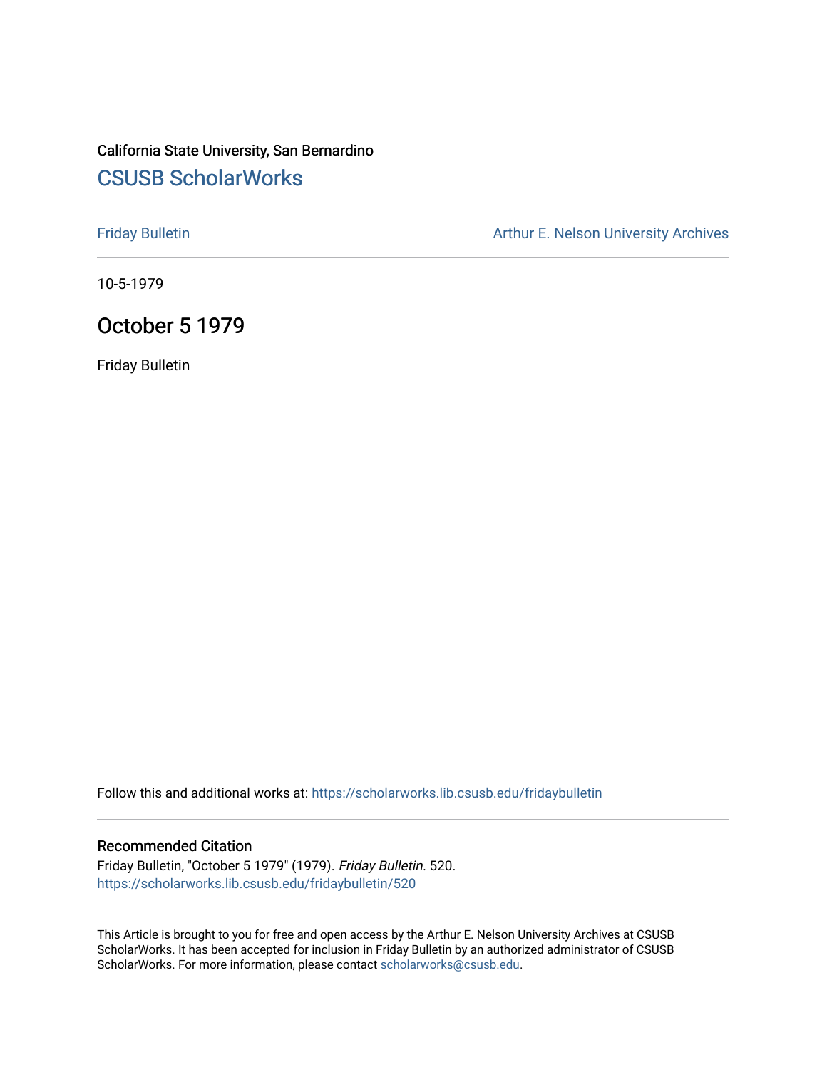California State University, San Bernardino

# CSUSB ScholarWorks

Friday Bulletin

Arthur E. Nelson University Archives

10-5-1979

## October 5 1979

Friday Bulletin

Follow this and additional works at: https://scholarworks.lib.csusb.edu/fridaybulletin

### Recommended Citation

Friday Bulletin, "October 5 1979" (1979). *Friday Bulletin*. 520.
https://scholarworks.lib.csusb.edu/fridaybulletin/520

This Article is brought to you for free and open access by the Arthur E. Nelson University Archives at CSUSB ScholarWorks. It has been accepted for inclusion in Friday Bulletin by an authorized administrator of CSUSB ScholarWorks. For more information, please contact scholarworks@csusb.edu.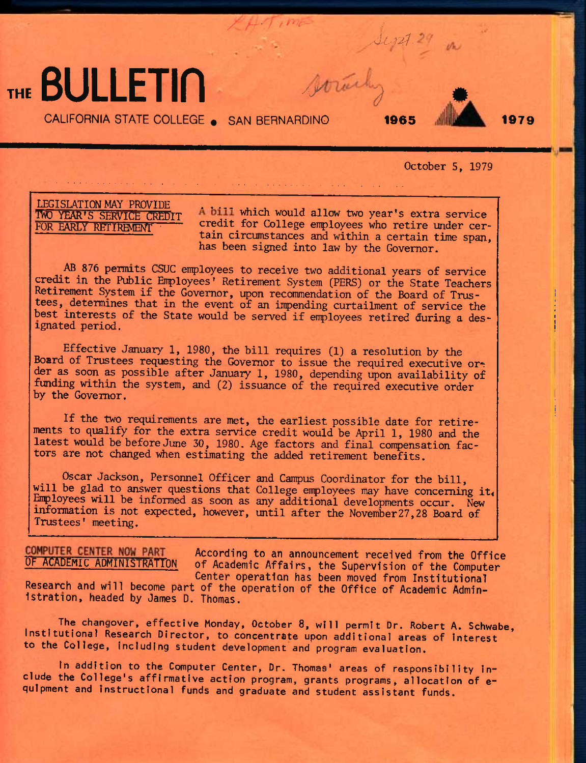# THE BULLETIN

CALIFORNIA STATE COLLEGE • SAN BERNARDINO **1965** **1979**

October 5, 1979

## LEGISLATION MAY PROVIDE TWO YEAR'S SERVICE CREDIT FOR EARLY RETIREMENT

A bill which would allow two year's extra service credit for College employees who retire under certain circumstances and within a certain time span, has been signed into law by the Governor.

AB 876 permits CSUC employees to receive two additional years of service credit in the Public Employees' Retirement System (PERS) or the State Teachers Retirement System if the Governor, upon recommendation of the Board of Trustees, determines that in the event of an impending curtailment of service the best interests of the State would be served if employees retired during a designated period.

Effective January 1, 1980, the bill requires (1) a resolution by the Board of Trustees requesting the Governor to issue the required executive order as soon as possible after January 1, 1980, depending upon availability of funding within the system, and (2) issuance of the required executive order by the Governor.

If the two requirements are met, the earliest possible date for retirements to qualify for the extra service credit would be April 1, 1980 and the latest would be before June 30, 1980. Age factors and final compensation factors are not changed when estimating the added retirement benefits.

Oscar Jackson, Personnel Officer and Campus Coordinator for the bill, will be glad to answer questions that College employees may have concerning it. Employees will be informed as soon as any additional developments occur. New information is not expected, however, until after the November 27,28 Board of Trustees' meeting.

## COMPUTER CENTER NOW PART OF ACADEMIC ADMINISTRATION

According to an announcement received from the Office of Academic Affairs, the Supervision of the Computer Center operation has been moved from Institutional Research and will become part of the operation of the Office of Academic Administration, headed by James D. Thomas.

The changeover, effective Monday, October 8, will permit Dr. Robert A. Schwabe, Institutional Research Director, to concentrate upon additional areas of interest to the College, including student development and program evaluation.

In addition to the Computer Center, Dr. Thomas' areas of responsibility include the College's affirmative action program, grants programs, allocation of equipment and instructional funds and graduate and student assistant funds.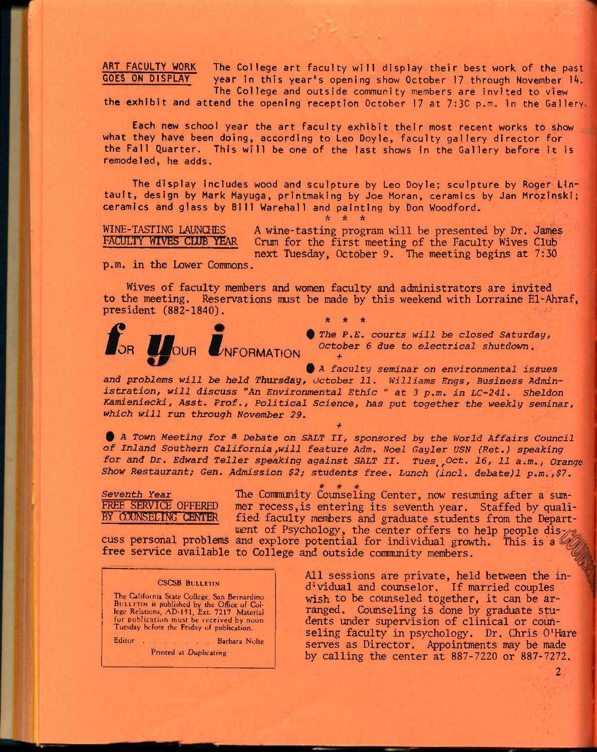## ART FACULTY WORK GOES ON DISPLAY

The College art faculty will display their best work of the past year in this year's opening show October 17 through November 14. The College and outside community members are invited to view the exhibit and attend the opening reception October 17 at 7:30 p.m. in the Gallery.

Each new school year the art faculty exhibit their most recent works to show what they have been doing, according to Leo Doyle, faculty gallery director for the Fall Quarter. This will be one of the last shows in the Gallery before it is remodeled, he adds.

The display includes wood and sculpture by Leo Doyle; sculpture by Roger Lintault, design by Mark Mayuga, printmaking by Joe Moran, ceramics by Jan Mrozinski; ceramics and glass by Bill Warehall and painting by Don Woodford.

\* \* \*

## WINE-TASTING LAUNCHES FACULTY WIVES CLUB YEAR

A wine-tasting program will be presented by Dr. James Crum for the first meeting of the Faculty Wives Club next Tuesday, October 9. The meeting begins at 7:30 p.m. in the Lower Commons.

Wives of faculty members and women faculty and administrators are invited to the meeting. Reservations must be made by this weekend with Lorraine El-Ahraf, president (882-1840).

\* \* \*

## FOR YOUR INFORMATION

- *The P.E. courts will be closed Saturday, October 6 due to electrical shutdown.*

+

- *A faculty seminar on environmental issues and problems will be held Thursday, October 11. Williams Engs, Business Administration, will discuss "An Environmental Ethic" at 3 p.m. in LC-241. Sheldon Kamieniecki, Asst. Prof., Political Science, has put together the weekly seminar, which will run through November 29.*

+

- *A Town Meeting for a Debate on SALT II, sponsored by the World Affairs Council of Inland Southern California, will feature Adm. Noel Gayler USN (Ret.) speaking for and Dr. Edward Teller speaking against SALT II. Tues., Oct. 16, 11 a.m., Orange Show Restaurant; Gen. Admission $2; students free. Lunch (incl. debate) 1 p.m., $7.*

\* \* \*

## *Seventh Year* FREE SERVICE OFFERED BY COUNSELING CENTER

The Community Counseling Center, now resuming after a summer recess, is entering its seventh year. Staffed by qualified faculty members and graduate students from the Department of Psychology, the center offers to help people discuss personal problems and explore potential for individual growth. This is a free service available to College and outside community members.

All sessions are private, held between the individual and counselor. If married couples wish to be counseled together, it can be arranged. Counseling is done by graduate students under supervision of clinical or counseling faculty in psychology. Dr. Chris O'Hare serves as Director. Appointments may be made by calling the center at 887-7220 or 887-7272.

---

**CSCSB BULLETIN**

The California State College, San Bernardino BULLETIN is published by the Office of College Relations, AD-151, Ext. 7217. Material for publication must be received by noon Tuesday before the Friday of publication.

Editor . . . . . . . . Barbara Nolte

Printed at *Duplicating*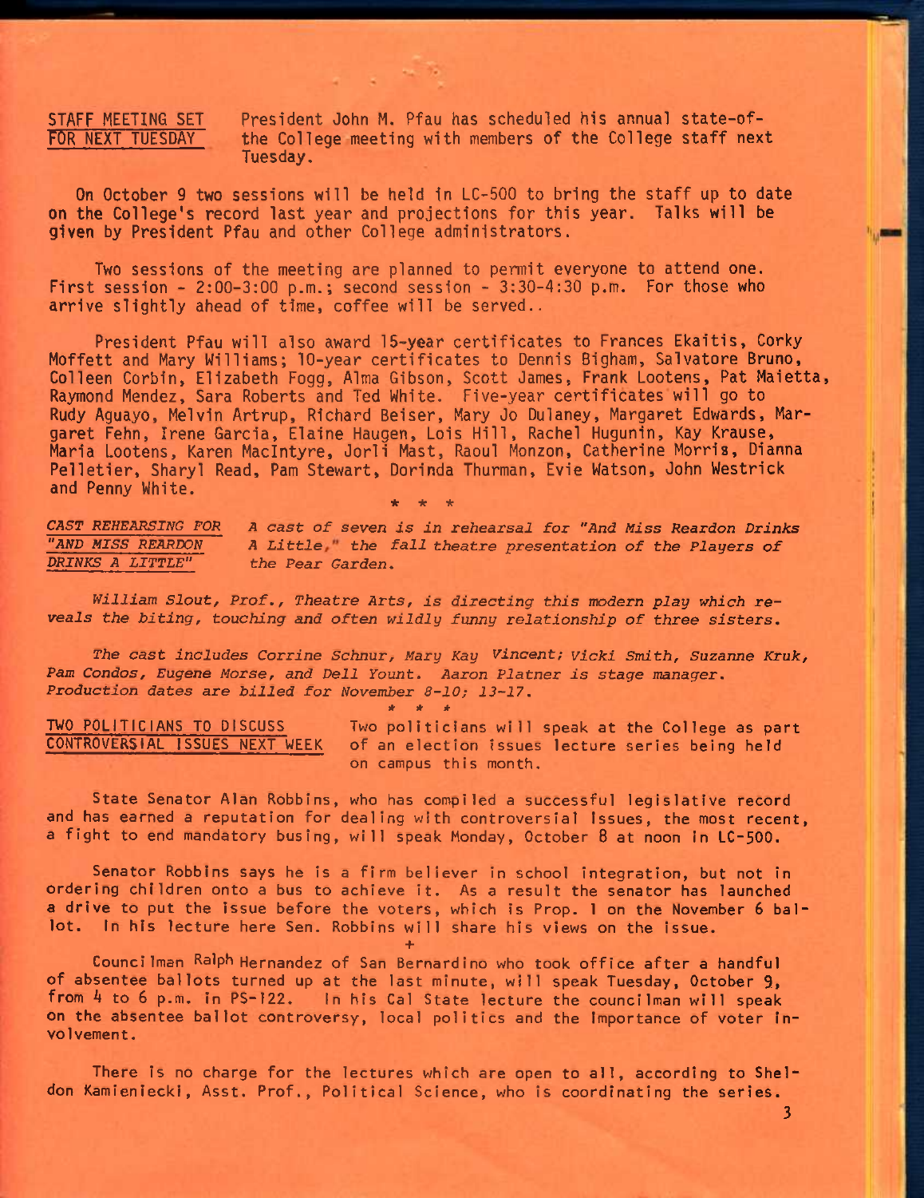## STAFF MEETING SET FOR NEXT TUESDAY

President John M. Pfau has scheduled his annual state-of-the College meeting with members of the College staff next Tuesday.

On October 9 two sessions will be held in LC-500 to bring the staff up to date on the College's record last year and projections for this year. Talks will be given by President Pfau and other College administrators.

Two sessions of the meeting are planned to permit everyone to attend one. First session - 2:00-3:00 p.m.; second session - 3:30-4:30 p.m. For those who arrive slightly ahead of time, coffee will be served..

President Pfau will also award 15-year certificates to Frances Ekaitis, Corky Moffett and Mary Williams; 10-year certificates to Dennis Bigham, Salvatore Bruno, Colleen Corbin, Elizabeth Fogg, Alma Gibson, Scott James, Frank Lootens, Pat Maietta, Raymond Mendez, Sara Roberts and Ted White. Five-year certificates will go to Rudy Aguayo, Melvin Artrup, Richard Beiser, Mary Jo Dulaney, Margaret Edwards, Margaret Fehn, Irene Garcia, Elaine Haugen, Lois Hill, Rachel Hugunin, Kay Krause, Maria Lootens, Karen MacIntyre, Jorli Mast, Raoul Monzon, Catherine Morris, Dianna Pelletier, Sharyl Read, Pam Stewart, Dorinda Thurman, Evie Watson, John Westrick and Penny White.

\* \* \*

## *CAST REHEARSING FOR "AND MISS REARDON DRINKS A LITTLE"*

*A cast of seven is in rehearsal for "And Miss Reardon Drinks A Little," the fall theatre presentation of the Players of the Pear Garden.*

*William Slout, Prof., Theatre Arts, is directing this modern play which reveals the biting, touching and often wildly funny relationship of three sisters.*

*The cast includes Corrine Schnur, Mary Kay Vincent; Vicki Smith, Suzanne Kruk, Pam Condos, Eugene Morse, and Dell Yount. Aaron Platner is stage manager. Production dates are billed for November 8-10; 13-17.*

\* \* \*

## TWO POLITICIANS TO DISCUSS CONTROVERSIAL ISSUES NEXT WEEK

Two politicians will speak at the College as part of an election issues lecture series being held on campus this month.

State Senator Alan Robbins, who has compiled a successful legislative record and has earned a reputation for dealing with controversial issues, the most recent, a fight to end mandatory busing, will speak Monday, October 8 at noon in LC-500.

Senator Robbins says he is a firm believer in school integration, but not in ordering children onto a bus to achieve it. As a result the senator has launched a drive to put the issue before the voters, which is Prop. 1 on the November 6 ballot. In his lecture here Sen. Robbins will share his views on the issue.

\+

Councilman Ralph Hernandez of San Bernardino who took office after a handful of absentee ballots turned up at the last minute, will speak Tuesday, October 9, from 4 to 6 p.m. in PS-122. In his Cal State lecture the councilman will speak on the absentee ballot controversy, local politics and the importance of voter involvement.

There is no charge for the lectures which are open to all, according to Sheldon Kamieniecki, Asst. Prof., Political Science, who is coordinating the series.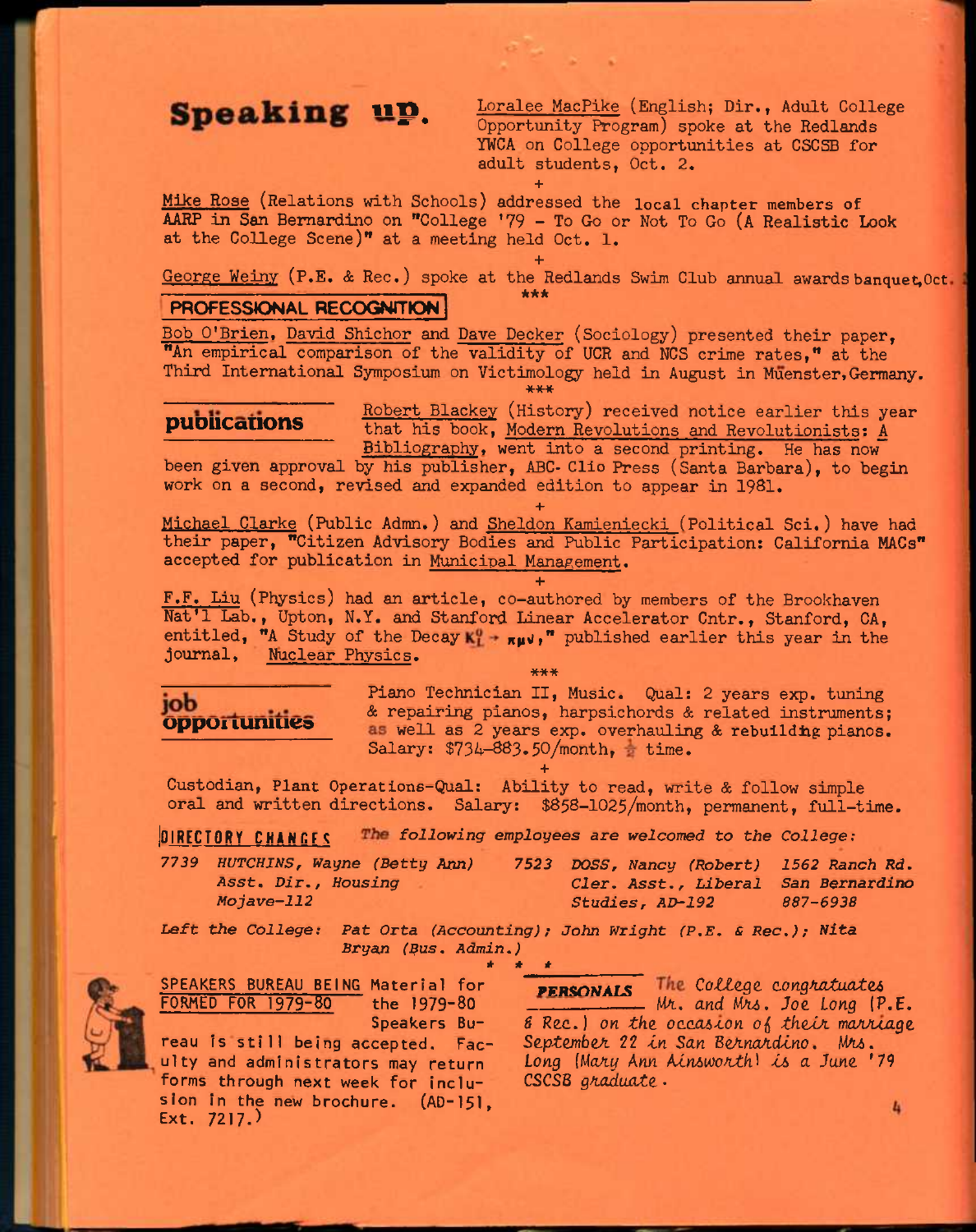## Speaking up.

Loralee MacPike (English; Dir., Adult College Opportunity Program) spoke at the Redlands YWCA on College opportunities at CSCSB for adult students, Oct. 2.

+

Mike Rose (Relations with Schools) addressed the local chapter members of AARP in San Bernardino on "College '79 - To Go or Not To Go (A Realistic Look at the College Scene)" at a meeting held Oct. 1.

+

George Weiny (P.E. & Rec.) spoke at the Redlands Swim Club annual awards banquet, Oct.

\*\*\*

## PROFESSIONAL RECOGNITION

Bob O'Brien, David Shichor and Dave Decker (Sociology) presented their paper, "An empirical comparison of the validity of UCR and NCS crime rates," at the Third International Symposium on Victimology held in August in Müenster, Germany.

\*\*\*

## publications

Robert Blackey (History) received notice earlier this year that his book, Modern Revolutions and Revolutionists: A Bibliography, went into a second printing. He has now been given approval by his publisher, ABC-Clio Press (Santa Barbara), to begin work on a second, revised and expanded edition to appear in 1981.

+

Michael Clarke (Public Admn.) and Sheldon Kamieniecki (Political Sci.) have had their paper, "Citizen Advisory Bodies and Public Participation: California MACs" accepted for publication in Municipal Management.

+

F.F. Liu (Physics) had an article, co-authored by members of the Brookhaven Nat'l Lab., Upton, N.Y. and Stanford Linear Accelerator Cntr., Stanford, CA, entitled, "A Study of the Decay $K_L^0 \rightarrow \pi\mu\nu$," published earlier this year in the journal, Nuclear Physics.

\*\*\*

## job opportunities

Piano Technician II, Music. Qual: 2 years exp. tuning & repairing pianos, harpsichords & related instruments; as well as 2 years exp. overhauling & rebuilding pianos. Salary: $734-883.50/month, ½ time.

+

Custodian, Plant Operations-Qual: Ability to read, write & follow simple oral and written directions. Salary: $858-1025/month, permanent, full-time.

## DIRECTORY CHANGES

*The following employees are welcomed to the College:*

*7739 HUTCHINS, Wayne (Betty Ann)*
*Asst. Dir., Housing*
*Mojave-112*

*7523 DOSS, Nancy (Robert)*
*Cler. Asst., Liberal Studies, AD-192*
*1562 Ranch Rd.*
*San Bernardino*
*887-6938*

*Left the College: Pat Orta (Accounting); John Wright (P.E. & Rec.); Nita Bryan (Bus. Admin.)*

\* \* \*

**SPEAKERS BUREAU BEING FORMED FOR 1979-80**

Material for the 1979-80 Speakers Bureau is still being accepted. Faculty and administrators may return forms through next week for inclusion in the new brochure. (AD-151, Ext. 7217.)

## PERSONALS

*The College congratulates Mr. and Mrs. Joe Long (P.E. & Rec.) on the occasion of their marriage September 22 in San Bernardino. Mrs. Long (Mary Ann Ainsworth) is a June '79 CSCSB graduate.*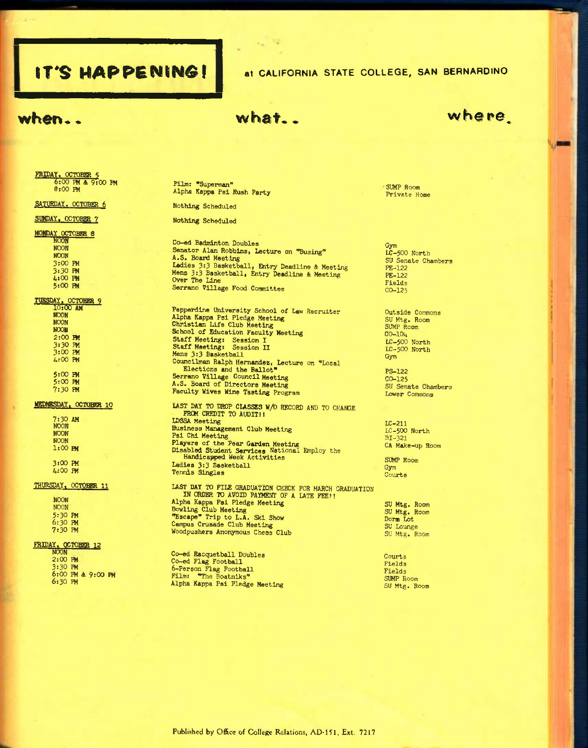# IT'S HAPPENING!

at CALIFORNIA STATE COLLEGE, SAN BERNARDINO

| when.. | what.. | where. |
|---|---|---|
| **FRIDAY, OCTOBER 5** | | |
| 6:00 PM & 9:00 PM | Film: "Superman" | SUMP Room |
| 8:00 PM | Alpha Kappa Psi Rush Party | Private Home |
| **SATURDAY, OCTOBER 6** | Nothing Scheduled | |
| **SUNDAY, OCTOBER 7** | Nothing Scheduled | |
| **MONDAY OCTOBER 8** | | |
| NOON | Co-ed Badminton Doubles | Gym |
| NOON | Senator Alan Robbins, Lecture on "Busing" | LC-500 North |
| NOON | A.S. Board Meeting | SU Senate Chambers |
| 3:00 PM | Ladies 3:3 Basketball, Entry Deadline & Meeting | PE-122 |
| 3:30 PM | Mens 3:3 Basketball, Entry Deadline & Meeting | PE-122 |
| 4:00 PM | Over The Line | Fields |
| 5:00 PM | Serrano Village Food Committee | CO-125 |
| **TUESDAY, OCTOBER 9** | | |
| 10:00 AM | Pepperdine University School of Law Recruiter | Outside Commons |
| NOON | Alpha Kappa Psi Pledge Meeting | SU Mtg. Room |
| NOON | Christian Life Club Meeting | SUMP Room |
| NOON | School of Education Faculty Meeting | CO-104 |
| 2:00 PM | Staff Meeting: Session I | LC-500 North |
| 3:30 PM | Staff Meeting: Session II | LC-500 North |
| 3:00 PM | Mens 3:3 Basketball | Gym |
| 4:00 PM | Councilman Ralph Hernandez, Lecture on "Local Elections and the Ballot" | PS-122 |
| 5:00 PM | Serrano Village Council Meeting | CO-125 |
| 5:00 PM | A.S. Board of Directors Meeting | SU Senate Chambers |
| 7:30 PM | Faculty Wives Wine Tasting Program | Lower Commons |
| **WEDNESDAY, OCTOBER 10** | LAST DAY TO DROP CLASSES W/O RECORD AND TO CHANGE FROM CREDIT TO AUDIT!! | |
| 7:30 AM | LDSSA Meeting | LC-211 |
| NOON | Business Management Club Meeting | LC-500 North |
| NOON | Psi Chi Meeting | BI-321 |
| NOON | Players of the Pear Garden Meeting | CA Make-up Room |
| 1:00 PM | Disabled Student Services National Employ the Handicapped Week Activities | SUMP Room |
| 3:00 PM | Ladies 3:3 Basketball | Gym |
| 4:00 PM | Tennis Singles | Courts |
| **THURSDAY, OCTOBER 11** | LAST DAY TO FILE GRADUATION CHECK FOR MARCH GRADUATION IN ORDER TO AVOID PAYMENT OF A LATE FEE!! | |
| NOON | Alpha Kappa Psi Pledge Meeting | SU Mtg. Room |
| NOON | Bowling Club Meeting | SU Mtg. Room |
| 5:30 PM | "Escape" Trip to L.A. Ski Show | Dorm Lot |
| 6:30 PM | Campus Crusade Club Meeting | SU Lounge |
| 7:30 PM | Woodpushers Anonymous Chess Club | SU Mtg. Room |
| **FRIDAY, OCTOBER 12** | | |
| NOON | Co-ed Racquetball Doubles | Courts |
| 2:00 PM | Co-ed Flag Football | Fields |
| 3:30 PM | 6-Person Flag Football | Fields |
| 6:00 PM & 9:00 PM | Film: "The Boatniks" | SUMP Room |
| 6:30 PM | Alpha Kappa Psi Pledge Meeting | SU Mtg. Room |

Published by Office of College Relations, AD-151, Ext. 7217